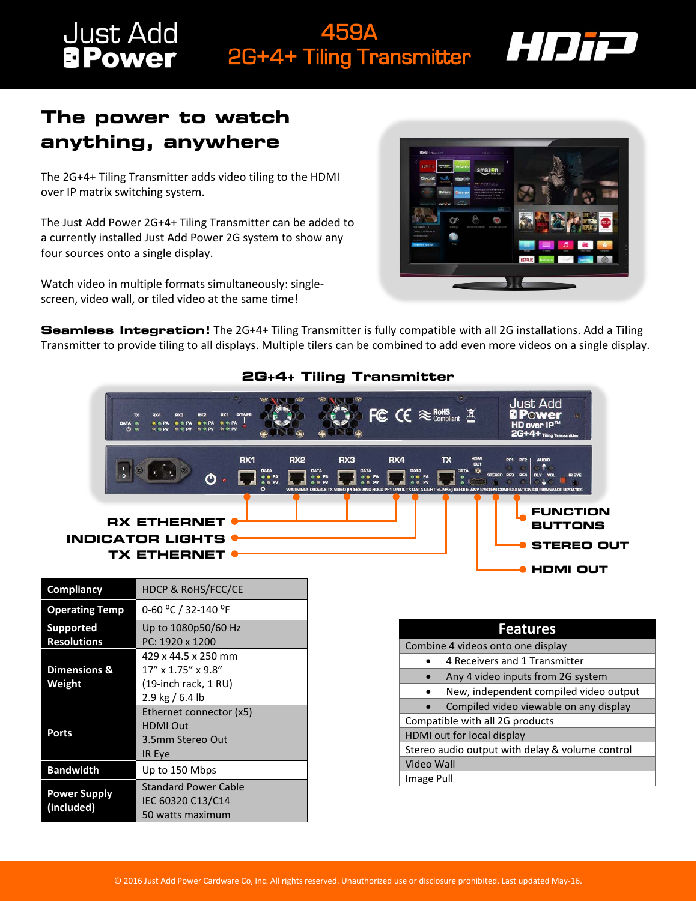# 459A
# 2G+4+ Tiling Transmitter

## The power to watch anything, anywhere

The 2G+4+ Tiling Transmitter adds video tiling to the HDMI over IP matrix switching system.

The Just Add Power 2G+4+ Tiling Transmitter can be added to a currently installed Just Add Power 2G system to show any four sources onto a single display.

Watch video in multiple formats simultaneously: single-screen, video wall, or tiled video at the same time!

**Seamless Integration!** The 2G+4+ Tiling Transmitter is fully compatible with all 2G installations. Add a Tiling Transmitter to provide tiling to all displays. Multiple tilers can be combined to add even more videos on a single display.

### 2G+4+ Tiling Transmitter

RX ETHERNET
INDICATOR LIGHTS
TX ETHERNET
FUNCTION BUTTONS
STEREO OUT
HDMI OUT

| Compliancy | HDCP & RoHS/FCC/CE |
|---|---|
| Operating Temp | 0-60 °C / 32-140 °F |
| Supported Resolutions | Up to 1080p50/60 Hz<br>PC: 1920 x 1200 |
| Dimensions & Weight | 429 x 44.5 x 250 mm<br>17" x 1.75" x 9.8"<br>(19-inch rack, 1 RU)<br>2.9 kg / 6.4 lb |
| Ports | Ethernet connector (x5)<br>HDMI Out<br>3.5mm Stereo Out<br>IR Eye |
| Bandwidth | Up to 150 Mbps |
| Power Supply (included) | Standard Power Cable<br>IEC 60320 C13/C14<br>50 watts maximum |

| Features |
|---|
| Combine 4 videos onto one display |
| • 4 Receivers and 1 Transmitter |
| • Any 4 video inputs from 2G system |
| • New, independent compiled video output |
| • Compiled video viewable on any display |
| Compatible with all 2G products |
| HDMI out for local display |
| Stereo audio output with delay & volume control |
| Video Wall |
| Image Pull |

© 2016 Just Add Power Cardware Co, Inc. All rights reserved. Unauthorized use or disclosure prohibited. Last updated May-16.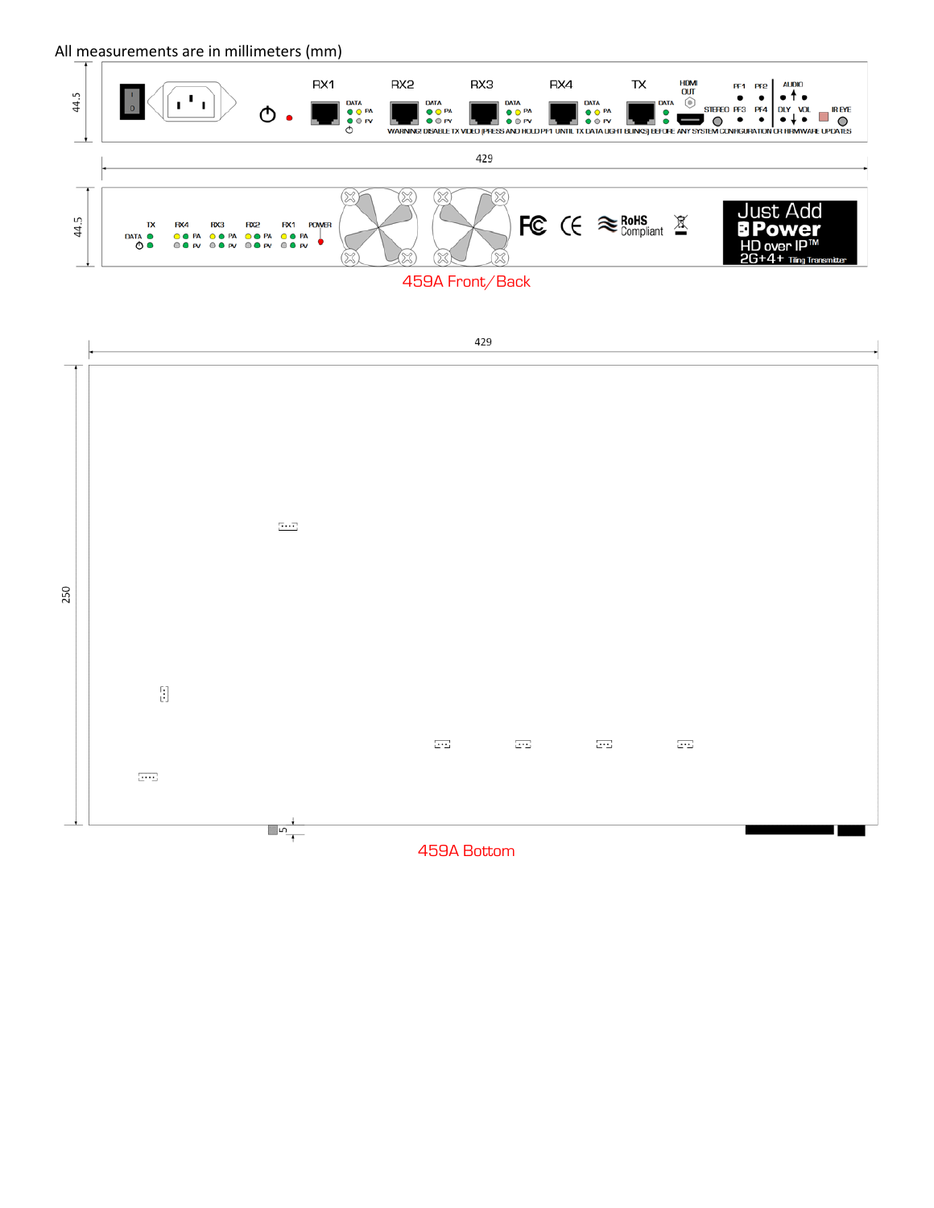All measurements are in millimeters (mm)

44.5

RX1 RX2 RX3 RX4 TX HDMI OUT

DATA PA PV

PF1 PF2 AUDIO

STEREO PF3 PF4 DLY VOL IR EYE

WARNING! DISABLE TX VIDEO (PRESS AND HOLD PF1 UNTIL TX DATA LIGHT BLINKS) BEFORE ANY SYSTEM CONFIGURATION OR FIRMWARE UPDATES

429

44.5

TX RX4 RX3 RX2 RX1 POWER

DATA PA PV

RoHS Compliant

Just Add Power

HD over IP™

2G+4+ Tiling Transmitter

459A Front/Back

429

250

5

459A Bottom